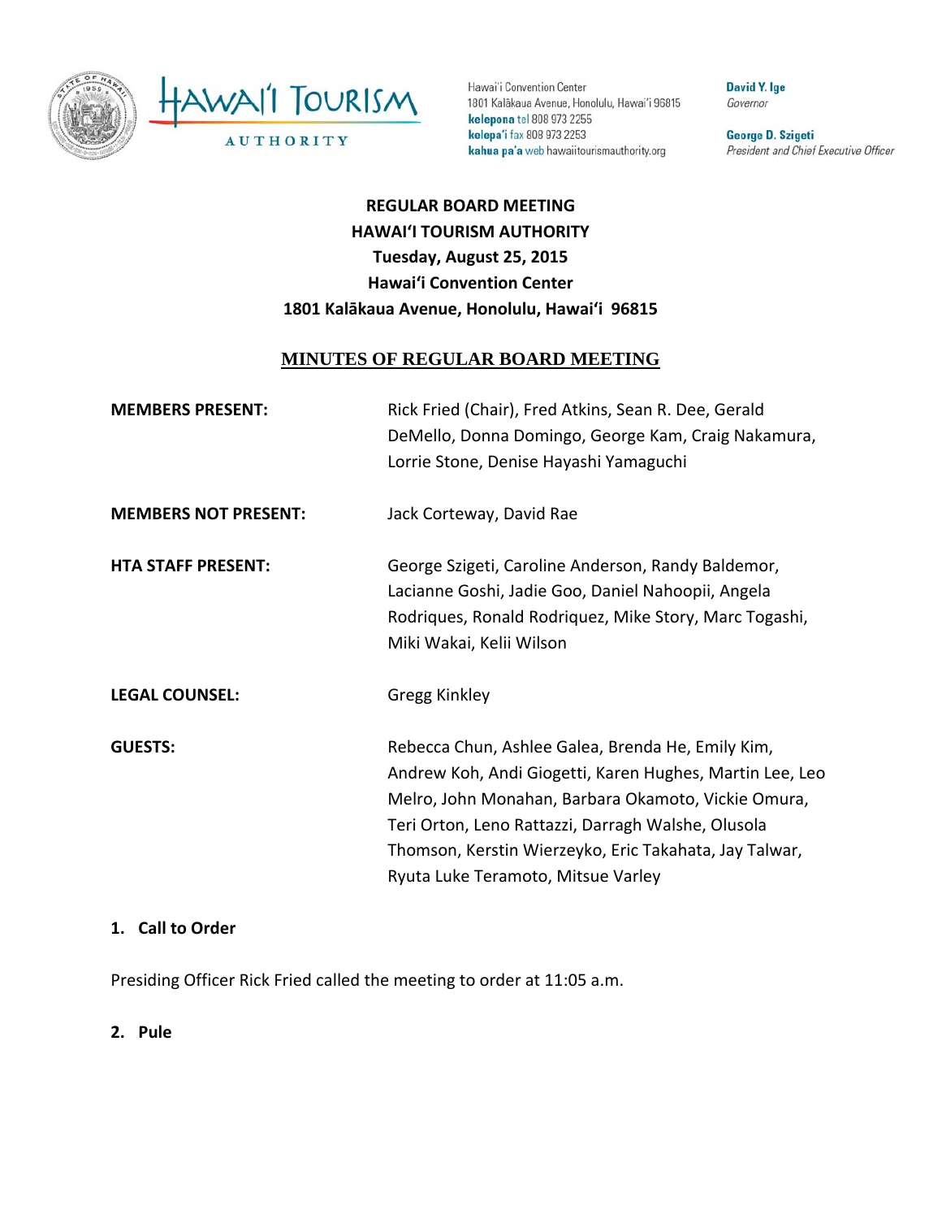Hawai'i Tourism Authority

Hawai'i Convention Center
1801 Kalākaua Avenue, Honolulu, Hawai'i 96815
**kelepona** tel 808 973 2255
**kelepa'i** fax 808 973 2253
**kahua pa'a** web hawaiitourismauthority.org

**David Y. Ige**
*Governor*

**George D. Szigeti**
*President and Chief Executive Officer*

**REGULAR BOARD MEETING**
**HAWAI'I TOURISM AUTHORITY**
**Tuesday, August 25, 2015**
**Hawai'i Convention Center**
**1801 Kalākaua Avenue, Honolulu, Hawai'i 96815**

# MINUTES OF REGULAR BOARD MEETING

**MEMBERS PRESENT:** Rick Fried (Chair), Fred Atkins, Sean R. Dee, Gerald DeMello, Donna Domingo, George Kam, Craig Nakamura, Lorrie Stone, Denise Hayashi Yamaguchi

**MEMBERS NOT PRESENT:** Jack Corteway, David Rae

**HTA STAFF PRESENT:** George Szigeti, Caroline Anderson, Randy Baldemor, Lacianne Goshi, Jadie Goo, Daniel Nahoopii, Angela Rodriques, Ronald Rodriquez, Mike Story, Marc Togashi, Miki Wakai, Kelii Wilson

**LEGAL COUNSEL:** Gregg Kinkley

**GUESTS:** Rebecca Chun, Ashlee Galea, Brenda He, Emily Kim, Andrew Koh, Andi Giogetti, Karen Hughes, Martin Lee, Leo Melro, John Monahan, Barbara Okamoto, Vickie Omura, Teri Orton, Leno Rattazzi, Darragh Walshe, Olusola Thomson, Kerstin Wierzeyko, Eric Takahata, Jay Talwar, Ryuta Luke Teramoto, Mitsue Varley

## 1. Call to Order

Presiding Officer Rick Fried called the meeting to order at 11:05 a.m.

## 2. Pule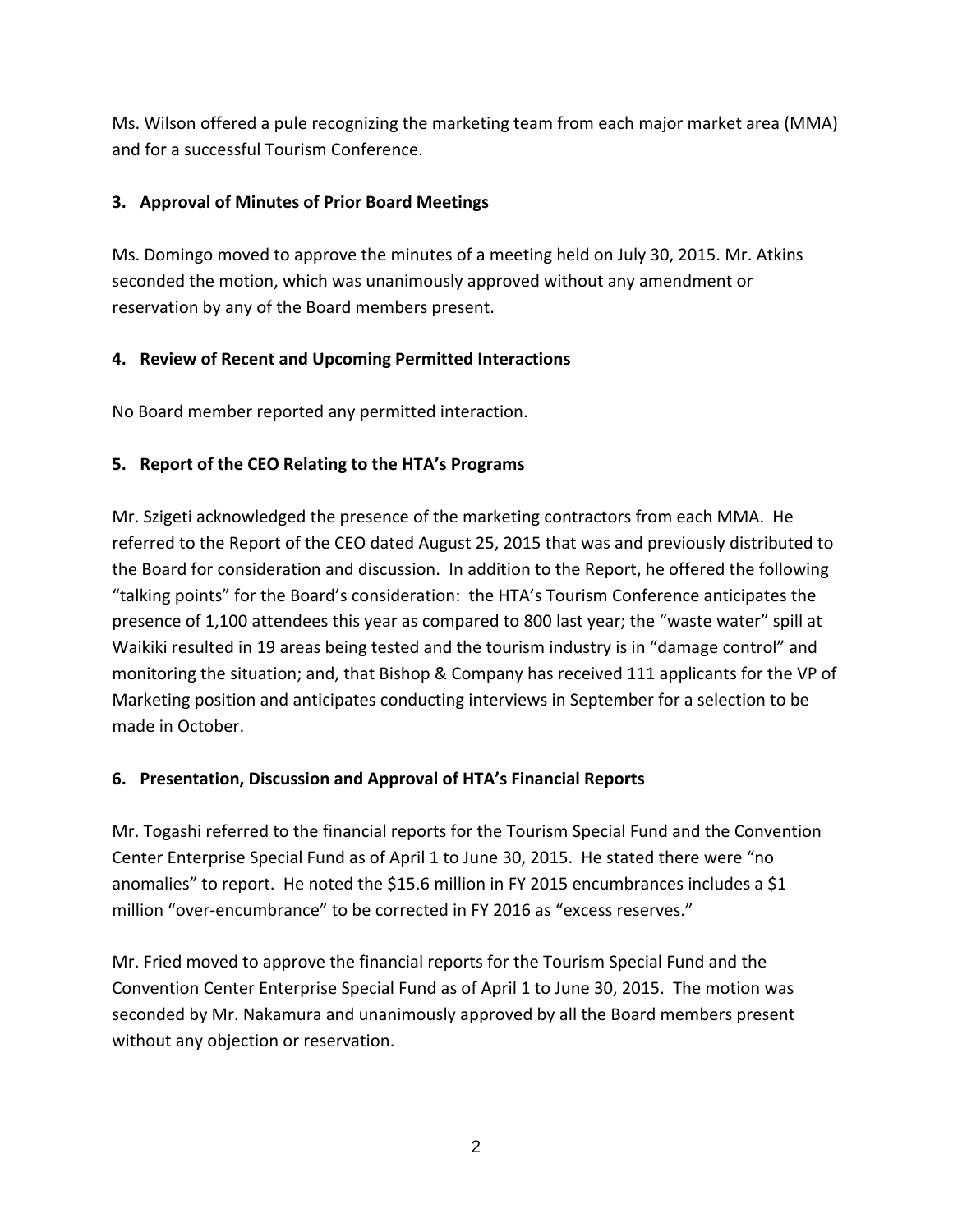Ms. Wilson offered a pule recognizing the marketing team from each major market area (MMA) and for a successful Tourism Conference.

### 3. Approval of Minutes of Prior Board Meetings

Ms. Domingo moved to approve the minutes of a meeting held on July 30, 2015. Mr. Atkins seconded the motion, which was unanimously approved without any amendment or reservation by any of the Board members present.

### 4. Review of Recent and Upcoming Permitted Interactions

No Board member reported any permitted interaction.

### 5. Report of the CEO Relating to the HTA's Programs

Mr. Szigeti acknowledged the presence of the marketing contractors from each MMA. He referred to the Report of the CEO dated August 25, 2015 that was and previously distributed to the Board for consideration and discussion. In addition to the Report, he offered the following "talking points" for the Board's consideration: the HTA's Tourism Conference anticipates the presence of 1,100 attendees this year as compared to 800 last year; the "waste water" spill at Waikiki resulted in 19 areas being tested and the tourism industry is in "damage control" and monitoring the situation; and, that Bishop & Company has received 111 applicants for the VP of Marketing position and anticipates conducting interviews in September for a selection to be made in October.

### 6. Presentation, Discussion and Approval of HTA's Financial Reports

Mr. Togashi referred to the financial reports for the Tourism Special Fund and the Convention Center Enterprise Special Fund as of April 1 to June 30, 2015. He stated there were "no anomalies" to report. He noted the $15.6 million in FY 2015 encumbrances includes a $1 million "over-encumbrance" to be corrected in FY 2016 as "excess reserves."

Mr. Fried moved to approve the financial reports for the Tourism Special Fund and the Convention Center Enterprise Special Fund as of April 1 to June 30, 2015. The motion was seconded by Mr. Nakamura and unanimously approved by all the Board members present without any objection or reservation.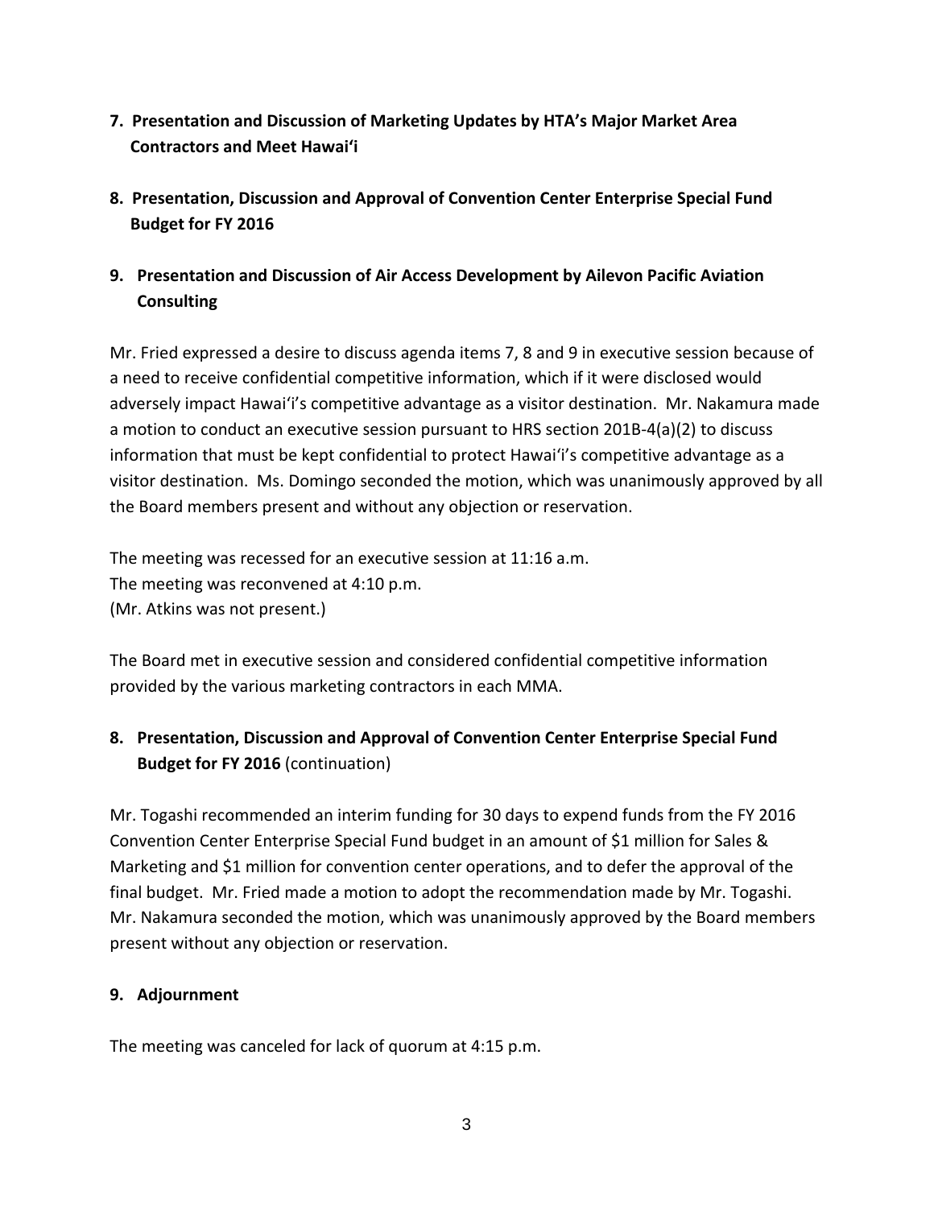**7. Presentation and Discussion of Marketing Updates by HTA's Major Market Area Contractors and Meet Hawai'i**

**8. Presentation, Discussion and Approval of Convention Center Enterprise Special Fund Budget for FY 2016**

**9. Presentation and Discussion of Air Access Development by Ailevon Pacific Aviation Consulting**

Mr. Fried expressed a desire to discuss agenda items 7, 8 and 9 in executive session because of a need to receive confidential competitive information, which if it were disclosed would adversely impact Hawai'i's competitive advantage as a visitor destination. Mr. Nakamura made a motion to conduct an executive session pursuant to HRS section 201B-4(a)(2) to discuss information that must be kept confidential to protect Hawai'i's competitive advantage as a visitor destination. Ms. Domingo seconded the motion, which was unanimously approved by all the Board members present and without any objection or reservation.

The meeting was recessed for an executive session at 11:16 a.m.
The meeting was reconvened at 4:10 p.m.
(Mr. Atkins was not present.)

The Board met in executive session and considered confidential competitive information provided by the various marketing contractors in each MMA.

**8. Presentation, Discussion and Approval of Convention Center Enterprise Special Fund Budget for FY 2016** (continuation)

Mr. Togashi recommended an interim funding for 30 days to expend funds from the FY 2016 Convention Center Enterprise Special Fund budget in an amount of $1 million for Sales & Marketing and $1 million for convention center operations, and to defer the approval of the final budget. Mr. Fried made a motion to adopt the recommendation made by Mr. Togashi. Mr. Nakamura seconded the motion, which was unanimously approved by the Board members present without any objection or reservation.

**9. Adjournment**

The meeting was canceled for lack of quorum at 4:15 p.m.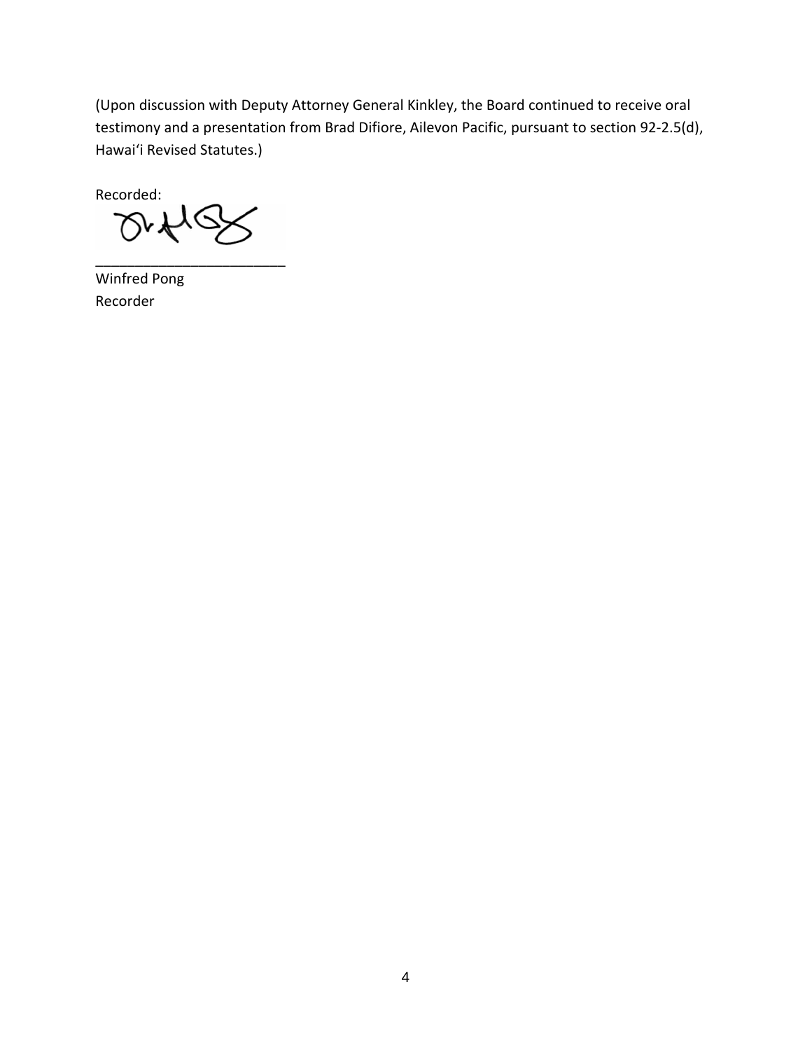(Upon discussion with Deputy Attorney General Kinkley, the Board continued to receive oral testimony and a presentation from Brad Difiore, Ailevon Pacific, pursuant to section 92-2.5(d), Hawai'i Revised Statutes.)

Recorded:

________________________

Winfred Pong  
Recorder